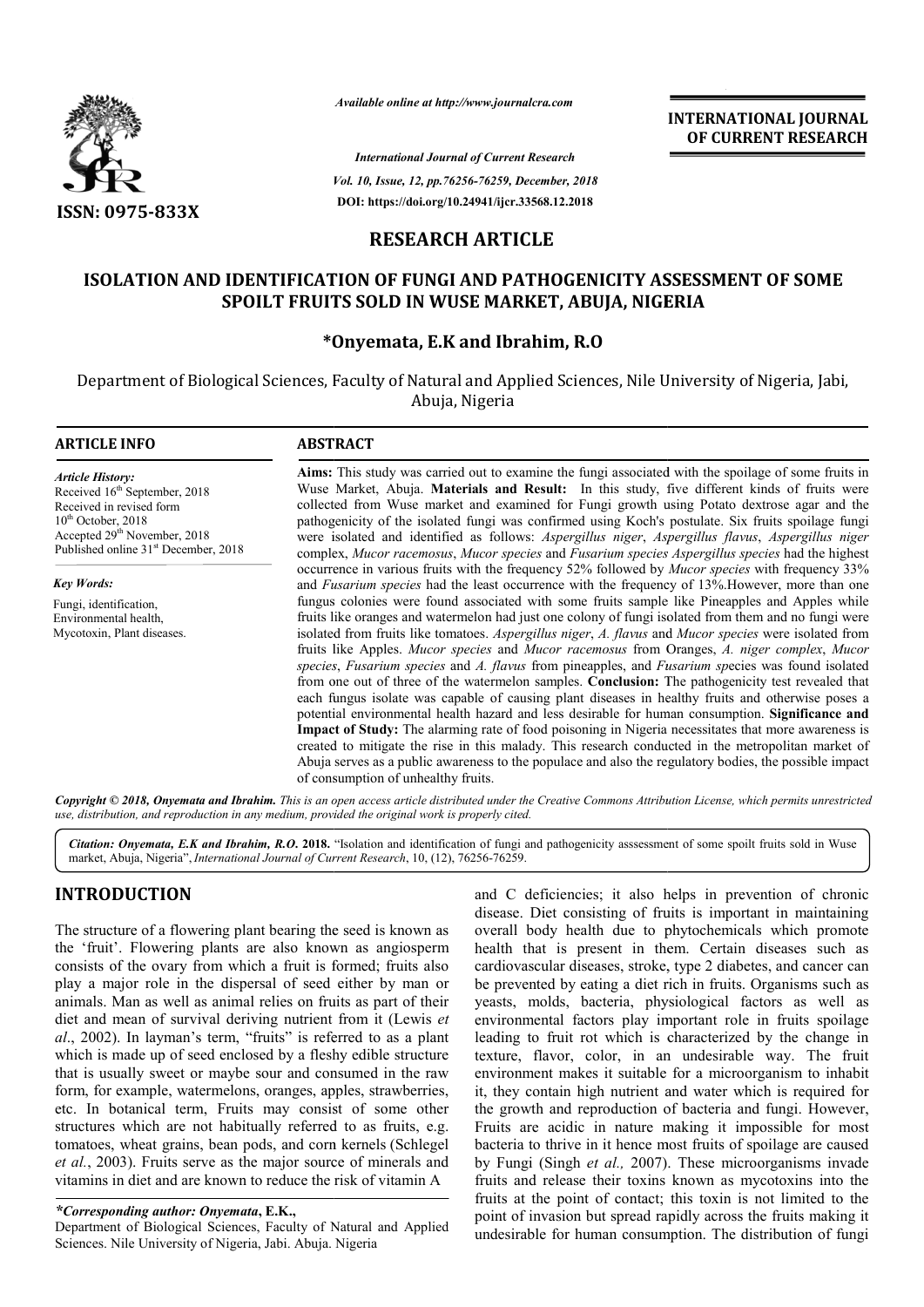ISSN: 0975-833X

*Available online at http://www.journalcra.com*

*International Journal of Current Research*
*Vol. 10, Issue, 12, pp.76256-76259, December, 2018*
**DOI: https://doi.org/10.24941/ijcr.33568.12.2018**

**INTERNATIONAL JOURNAL OF CURRENT RESEARCH**

**RESEARCH ARTICLE**

# ISOLATION AND IDENTIFICATION OF FUNGI AND PATHOGENICITY ASSESSMENT OF SOME SPOILT FRUITS SOLD IN WUSE MARKET, ABUJA, NIGERIA

**\*Onyemata, E.K and Ibrahim, R.O**

Department of Biological Sciences, Faculty of Natural and Applied Sciences, Nile University of Nigeria, Jabi, Abuja, Nigeria

**ARTICLE INFO**

*Article History:*
Received 16th September, 2018
Received in revised form
10th October, 2018
Accepted 29th November, 2018
Published online 31st December, 2018

*Key Words:*
Fungi, identification,
Environmental health,
Mycotoxin, Plant diseases.

**ABSTRACT**

**Aims:** This study was carried out to examine the fungi associated with the spoilage of some fruits in Wuse Market, Abuja. **Materials and Result:** In this study, five different kinds of fruits were collected from Wuse market and examined for Fungi growth using Potato dextrose agar and the pathogenicity of the isolated fungi was confirmed using Koch's postulate. Six fruits spoilage fungi were isolated and identified as follows: *Aspergillus niger*, *Aspergillus flavus*, *Aspergillus niger* complex, *Mucor racemosus*, *Mucor species* and *Fusarium species Aspergillus species* had the highest occurrence in various fruits with the frequency 52% followed by *Mucor species* with frequency 33% and *Fusarium species* had the least occurrence with the frequency of 13%.However, more than one fungus colonies were found associated with some fruits sample like Pineapples and Apples while fruits like oranges and watermelon had just one colony of fungi isolated from them and no fungi were isolated from fruits like tomatoes. *Aspergillus niger*, *A. flavus* and *Mucor species* were isolated from fruits like Apples. *Mucor species* and *Mucor racemosus* from Oranges, *A. niger complex*, *Mucor species*, *Fusarium species* and *A. flavus* from pineapples, and *Fusarium species* was found isolated from one out of three of the watermelon samples. **Conclusion:** The pathogenicity test revealed that each fungus isolate was capable of causing plant diseases in healthy fruits and otherwise poses a potential environmental health hazard and less desirable for human consumption. **Significance and Impact of Study:** The alarming rate of food poisoning in Nigeria necessitates that more awareness is created to mitigate the rise in this malady. This research conducted in the metropolitan market of Abuja serves as a public awareness to the populace and also the regulatory bodies, the possible impact of consumption of unhealthy fruits.

***Copyright © 2018, Onyemata and Ibrahim.*** *This is an open access article distributed under the Creative Commons Attribution License, which permits unrestricted use, distribution, and reproduction in any medium, provided the original work is properly cited.*

***Citation: Onyemata, E.K and Ibrahim, R.O. 2018.*** "Isolation and identification of fungi and pathogenicity asssessment of some spoilt fruits sold in Wuse market, Abuja, Nigeria", *International Journal of Current Research*, 10, (12), 76256-76259.

## INTRODUCTION

The structure of a flowering plant bearing the seed is known as the 'fruit'. Flowering plants are also known as angiosperm consists of the ovary from which a fruit is formed; fruits also play a major role in the dispersal of seed either by man or animals. Man as well as animal relies on fruits as part of their diet and mean of survival deriving nutrient from it (Lewis *et al*., 2002). In layman's term, "fruits" is referred to as a plant which is made up of seed enclosed by a fleshy edible structure that is usually sweet or maybe sour and consumed in the raw form, for example, watermelons, oranges, apples, strawberries, etc. In botanical term, Fruits may consist of some other structures which are not habitually referred to as fruits, e.g. tomatoes, wheat grains, bean pods, and corn kernels (Schlegel *et al.*, 2003). Fruits serve as the major source of minerals and vitamins in diet and are known to reduce the risk of vitamin A and C deficiencies; it also helps in prevention of chronic disease. Diet consisting of fruits is important in maintaining overall body health due to phytochemicals which promote health that is present in them. Certain diseases such as cardiovascular diseases, stroke, type 2 diabetes, and cancer can be prevented by eating a diet rich in fruits. Organisms such as yeasts, molds, bacteria, physiological factors as well as environmental factors play important role in fruits spoilage leading to fruit rot which is characterized by the change in texture, flavor, color, in an undesirable way. The fruit environment makes it suitable for a microorganism to inhabit it, they contain high nutrient and water which is required for the growth and reproduction of bacteria and fungi. However, Fruits are acidic in nature making it impossible for most bacteria to thrive in it hence most fruits of spoilage are caused by Fungi (Singh *et al.,* 2007). These microorganisms invade fruits and release their toxins known as mycotoxins into the fruits at the point of contact; this toxin is not limited to the point of invasion but spread rapidly across the fruits making it undesirable for human consumption. The distribution of fungi

***\*Corresponding author: Onyemata*, E.K.,**
Department of Biological Sciences, Faculty of Natural and Applied Sciences. Nile University of Nigeria, Jabi. Abuja. Nigeria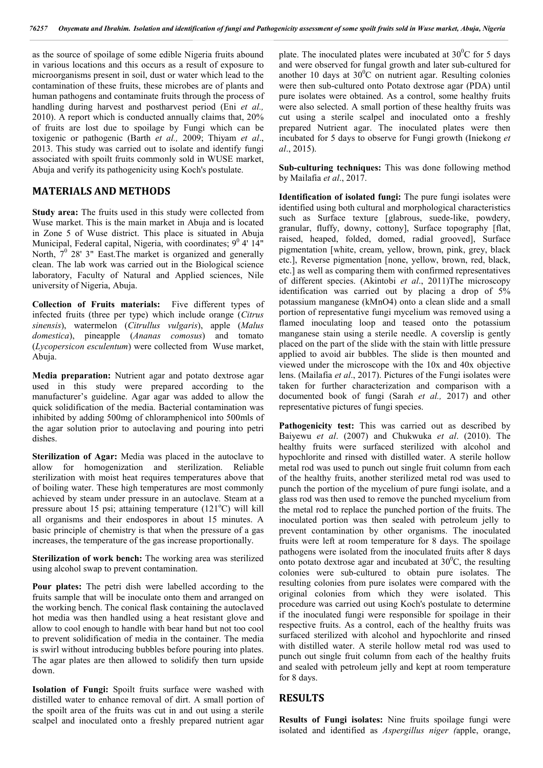as the source of spoilage of some edible Nigeria fruits abound in various locations and this occurs as a result of exposure to microorganisms present in soil, dust or water which lead to the contamination of these fruits, these microbes are of plants and human pathogens and contaminate fruits through the process of handling during harvest and postharvest period (Eni *et al.,* 2010). A report which is conducted annually claims that, 20% of fruits are lost due to spoilage by Fungi which can be toxigenic or pathogenic (Barth *et al.,* 2009; Thiyam *et al*., 2013. This study was carried out to isolate and identify fungi associated with spoilt fruits commonly sold in WUSE market, Abuja and verify its pathogenicity using Koch's postulate.

## MATERIALS AND METHODS

**Study area:** The fruits used in this study were collected from Wuse market. This is the main market in Abuja and is located in Zone 5 of Wuse district. This place is situated in Abuja Municipal, Federal capital, Nigeria, with coordinates; $9^0$ 4' 14" North, $7^0$ 28' 3" East.The market is organized and generally clean. The lab work was carried out in the Biological science laboratory, Faculty of Natural and Applied sciences, Nile university of Nigeria, Abuja.

**Collection of Fruits materials:** Five different types of infected fruits (three per type) which include orange (*Citrus sinensis*), watermelon (*Citrullus vulgaris*), apple (*Malus domestica*), pineapple (*Ananas comosus*) and tomato (*Lycopersicon esculentum*) were collected from Wuse market, Abuja.

**Media preparation:** Nutrient agar and potato dextrose agar used in this study were prepared according to the manufacturer's guideline. Agar agar was added to allow the quick solidification of the media. Bacterial contamination was inhibited by adding 500mg of chloramphenicol into 500mls of the agar solution prior to autoclaving and pouring into petri dishes.

**Sterilization of Agar:** Media was placed in the autoclave to allow for homogenization and sterilization. Reliable sterilization with moist heat requires temperatures above that of boiling water. These high temperatures are most commonly achieved by steam under pressure in an autoclave. Steam at a pressure about 15 psi; attaining temperature (121°C) will kill all organisms and their endospores in about 15 minutes. A basic principle of chemistry is that when the pressure of a gas increases, the temperature of the gas increase proportionally.

**Sterilization of work bench:** The working area was sterilized using alcohol swap to prevent contamination.

**Pour plates:** The petri dish were labelled according to the fruits sample that will be inoculate onto them and arranged on the working bench. The conical flask containing the autoclaved hot media was then handled using a heat resistant glove and allow to cool enough to handle with bear hand but not too cool to prevent solidification of media in the container. The media is swirl without introducing bubbles before pouring into plates. The agar plates are then allowed to solidify then turn upside down.

**Isolation of Fungi:** Spoilt fruits surface were washed with distilled water to enhance removal of dirt. A small portion of the spoilt area of the fruits was cut in and out using a sterile scalpel and inoculated onto a freshly prepared nutrient agar plate. The inoculated plates were incubated at $30^0$C for 5 days and were observed for fungal growth and later sub-cultured for another 10 days at $30^0$C on nutrient agar. Resulting colonies were then sub-cultured onto Potato dextrose agar (PDA) until pure isolates were obtained. As a control, some healthy fruits were also selected. A small portion of these healthy fruits was cut using a sterile scalpel and inoculated onto a freshly prepared Nutrient agar. The inoculated plates were then incubated for 5 days to observe for Fungi growth (Iniekong *et al*., 2015).

**Sub-culturing techniques:** This was done following method by Mailafia *et al*., 2017.

**Identification of isolated fungi:** The pure fungi isolates were identified using both cultural and morphological characteristics such as Surface texture [glabrous, suede-like, powdery, granular, fluffy, downy, cottony], Surface topography [flat, raised, heaped, folded, domed, radial grooved], Surface pigmentation [white, cream, yellow, brown, pink, grey, black etc.], Reverse pigmentation [none, yellow, brown, red, black, etc.] as well as comparing them with confirmed representatives of different species. (Akintobi *et al*., 2011)The microscopy identification was carried out by placing a drop of 5% potassium manganese ($kMnO_4$) onto a clean slide and a small portion of representative fungi mycelium was removed using a flamed inoculating loop and teased onto the potassium manganese stain using a sterile needle. A coverslip is gently placed on the part of the slide with the stain with little pressure applied to avoid air bubbles. The slide is then mounted and viewed under the microscope with the 10x and 40x objective lens. (Mailafia *et al*., 2017). Pictures of the Fungi isolates were taken for further characterization and comparison with a documented book of fungi (Sarah *et al.,* 2017) and other representative pictures of fungi species.

**Pathogenicity test:** This was carried out as described by Baiyewu *et al*. (2007) and Chukwuka *et al*. (2010). The healthy fruits were surfaced sterilized with alcohol and hypochlorite and rinsed with distilled water. A sterile hollow metal rod was used to punch out single fruit column from each of the healthy fruits, another sterilized metal rod was used to punch the portion of the mycelium of pure fungi isolate, and a glass rod was then used to remove the punched mycelium from the metal rod to replace the punched portion of the fruits. The inoculated portion was then sealed with petroleum jelly to prevent contamination by other organisms. The inoculated fruits were left at room temperature for 8 days. The spoilage pathogens were isolated from the inoculated fruits after 8 days onto potato dextrose agar and incubated at $30^0$C, the resulting colonies were sub-cultured to obtain pure isolates. The resulting colonies from pure isolates were compared with the original colonies from which they were isolated. This procedure was carried out using Koch's postulate to determine if the inoculated fungi were responsible for spoilage in their respective fruits. As a control, each of the healthy fruits was surfaced sterilized with alcohol and hypochlorite and rinsed with distilled water. A sterile hollow metal rod was used to punch out single fruit column from each of the healthy fruits and sealed with petroleum jelly and kept at room temperature for 8 days.

## RESULTS

**Results of Fungi isolates:** Nine fruits spoilage fungi were isolated and identified as *Aspergillus niger (*apple, orange,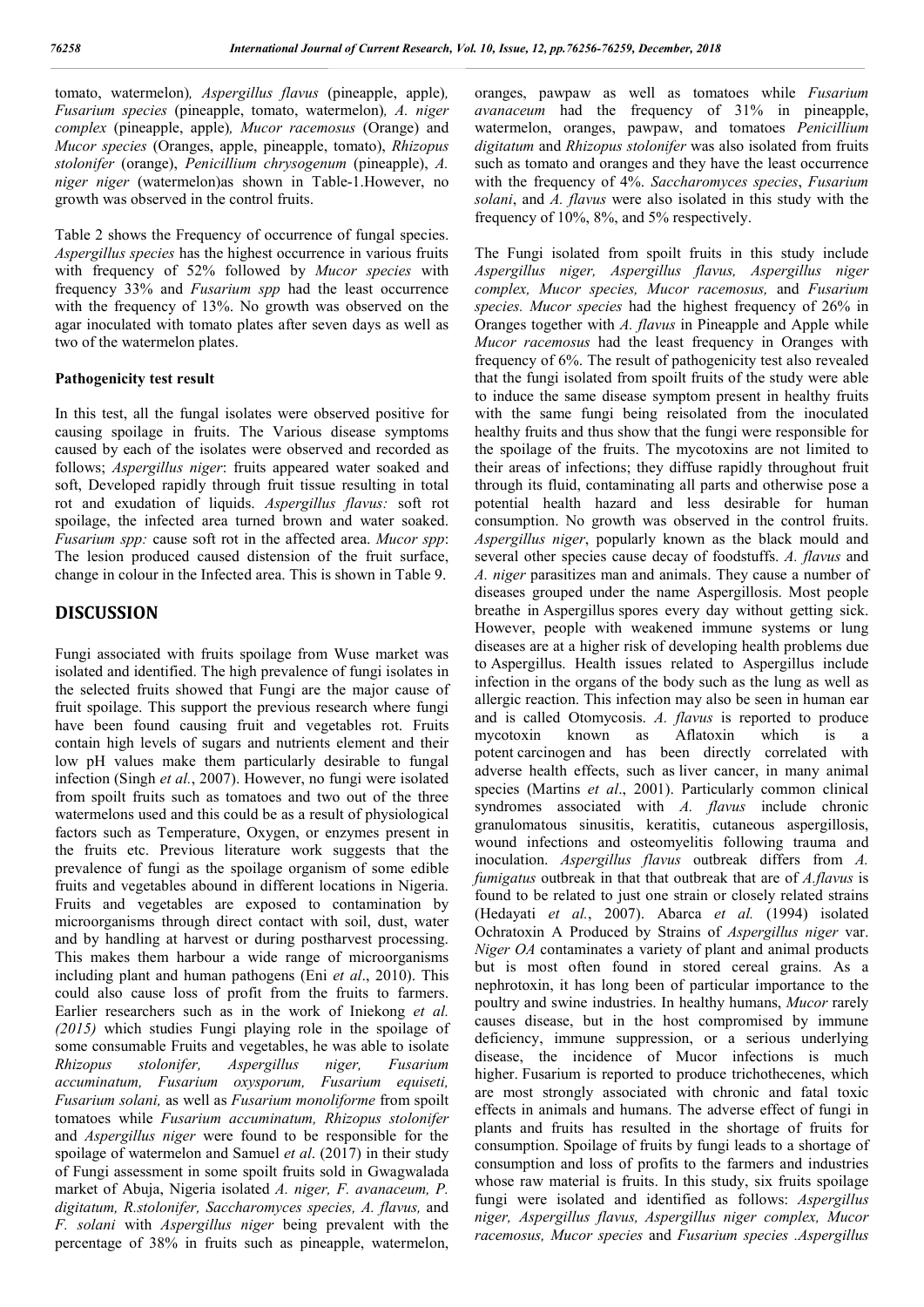tomato, watermelon), *Aspergillus flavus* (pineapple, apple), *Fusarium species* (pineapple, tomato, watermelon), *A. niger complex* (pineapple, apple), *Mucor racemosus* (Orange) and *Mucor species* (Oranges, apple, pineapple, tomato), *Rhizopus stolonifer* (orange), *Penicillium chrysogenum* (pineapple), *A. niger niger* (watermelon)as shown in Table-1.However, no growth was observed in the control fruits.

Table 2 shows the Frequency of occurrence of fungal species. *Aspergillus species* has the highest occurrence in various fruits with frequency of 52% followed by *Mucor species* with frequency 33% and *Fusarium spp* had the least occurrence with the frequency of 13%. No growth was observed on the agar inoculated with tomato plates after seven days as well as two of the watermelon plates.

### Pathogenicity test result

In this test, all the fungal isolates were observed positive for causing spoilage in fruits. The Various disease symptoms caused by each of the isolates were observed and recorded as follows; *Aspergillus niger*: fruits appeared water soaked and soft, Developed rapidly through fruit tissue resulting in total rot and exudation of liquids. *Aspergillus flavus:* soft rot spoilage, the infected area turned brown and water soaked. *Fusarium spp:* cause soft rot in the affected area. *Mucor spp*: The lesion produced caused distension of the fruit surface, change in colour in the Infected area. This is shown in Table 9.

## DISCUSSION

Fungi associated with fruits spoilage from Wuse market was isolated and identified. The high prevalence of fungi isolates in the selected fruits showed that Fungi are the major cause of fruit spoilage. This support the previous research where fungi have been found causing fruit and vegetables rot. Fruits contain high levels of sugars and nutrients element and their low pH values make them particularly desirable to fungal infection (Singh *et al.*, 2007). However, no fungi were isolated from spoilt fruits such as tomatoes and two out of the three watermelons used and this could be as a result of physiological factors such as Temperature, Oxygen, or enzymes present in the fruits etc. Previous literature work suggests that the prevalence of fungi as the spoilage organism of some edible fruits and vegetables abound in different locations in Nigeria. Fruits and vegetables are exposed to contamination by microorganisms through direct contact with soil, dust, water and by handling at harvest or during postharvest processing. This makes them harbour a wide range of microorganisms including plant and human pathogens (Eni *et al*., 2010). This could also cause loss of profit from the fruits to farmers. Earlier researchers such as in the work of Iniekong *et al. (2015)* which studies Fungi playing role in the spoilage of some consumable Fruits and vegetables, he was able to isolate *Rhizopus stolonifer, Aspergillus niger, Fusarium accuminatum, Fusarium oxysporum, Fusarium equiseti, Fusarium solani,* as well as *Fusarium monoliforme* from spoilt tomatoes while *Fusarium accuminatum, Rhizopus stolonifer* and *Aspergillus niger* were found to be responsible for the spoilage of watermelon and Samuel *et al*. (2017) in their study of Fungi assessment in some spoilt fruits sold in Gwagwalada market of Abuja, Nigeria isolated *A. niger, F. avanaceum, P. digitatum, R.stolonifer, Saccharomyces species, A. flavus,* and *F. solani* with *Aspergillus niger* being prevalent with the percentage of 38% in fruits such as pineapple, watermelon, oranges, pawpaw as well as tomatoes while *Fusarium avanaceum* had the frequency of 31% in pineapple, watermelon, oranges, pawpaw, and tomatoes *Penicillium digitatum* and *Rhizopus stolonifer* was also isolated from fruits such as tomato and oranges and they have the least occurrence with the frequency of 4%. *Saccharomyces species*, *Fusarium solani*, and *A. flavus* were also isolated in this study with the frequency of 10%, 8%, and 5% respectively.

The Fungi isolated from spoilt fruits in this study include *Aspergillus niger, Aspergillus flavus, Aspergillus niger complex, Mucor species, Mucor racemosus,* and *Fusarium species. Mucor species* had the highest frequency of 26% in Oranges together with *A. flavus* in Pineapple and Apple while *Mucor racemosus* had the least frequency in Oranges with frequency of 6%. The result of pathogenicity test also revealed that the fungi isolated from spoilt fruits of the study were able to induce the same disease symptom present in healthy fruits with the same fungi being reisolated from the inoculated healthy fruits and thus show that the fungi were responsible for the spoilage of the fruits. The mycotoxins are not limited to their areas of infections; they diffuse rapidly throughout fruit through its fluid, contaminating all parts and otherwise pose a potential health hazard and less desirable for human consumption. No growth was observed in the control fruits. *Aspergillus niger*, popularly known as the black mould and several other species cause decay of foodstuffs. *A. flavus* and *A. niger* parasitizes man and animals. They cause a number of diseases grouped under the name Aspergillosis. Most people breathe in Aspergillus spores every day without getting sick. However, people with weakened immune systems or lung diseases are at a higher risk of developing health problems due to Aspergillus. Health issues related to Aspergillus include infection in the organs of the body such as the lung as well as allergic reaction. This infection may also be seen in human ear and is called Otomycosis. *A. flavus* is reported to produce mycotoxin known as Aflatoxin which is a potent carcinogen and has been directly correlated with adverse health effects, such as liver cancer, in many animal species (Martins *et al*., 2001). Particularly common clinical syndromes associated with *A. flavus* include chronic granulomatous sinusitis, keratitis, cutaneous aspergillosis, wound infections and osteomyelitis following trauma and inoculation. *Aspergillus flavus* outbreak differs from *A. fumigatus* outbreak in that that outbreak that are of *A.flavus* is found to be related to just one strain or closely related strains (Hedayati *et al.*, 2007). Abarca *et al.* (1994) isolated Ochratoxin A Produced by Strains of *Aspergillus niger* var. *Niger OA* contaminates a variety of plant and animal products but is most often found in stored cereal grains. As a nephrotoxin, it has long been of particular importance to the poultry and swine industries. In healthy humans, *Mucor* rarely causes disease, but in the host compromised by immune deficiency, immune suppression, or a serious underlying disease, the incidence of Mucor infections is much higher. Fusarium is reported to produce trichothecenes, which are most strongly associated with chronic and fatal toxic effects in animals and humans. The adverse effect of fungi in plants and fruits has resulted in the shortage of fruits for consumption. Spoilage of fruits by fungi leads to a shortage of consumption and loss of profits to the farmers and industries whose raw material is fruits. In this study, six fruits spoilage fungi were isolated and identified as follows: *Aspergillus niger, Aspergillus flavus, Aspergillus niger complex, Mucor racemosus, Mucor species* and *Fusarium species .Aspergillus*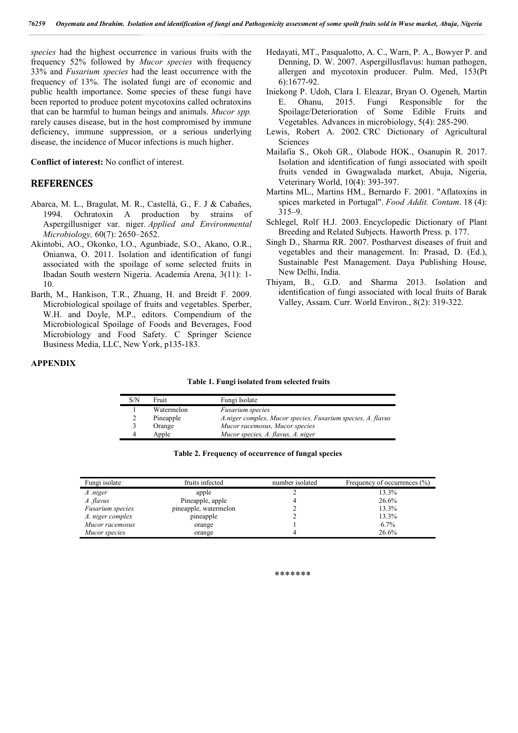*species* had the highest occurrence in various fruits with the frequency 52% followed by *Mucor species* with frequency 33% and *Fusarium species* had the least occurrence with the frequency of 13%. The isolated fungi are of economic and public health importance. Some species of these fungi have been reported to produce potent mycotoxins called ochratoxins that can be harmful to human beings and animals. *Mucor spp.* rarely causes disease, but in the host compromised by immune deficiency, immune suppression, or a serious underlying disease, the incidence of Mucor infections is much higher.

**Conflict of interest:** No conflict of interest.

## REFERENCES

Abarca, M. L., Bragulat, M. R., Castellá, G., F. J & Cabañes, 1994. Ochratoxin A production by strains of Aspergillusniger var. niger. *Applied and Environmental Microbiology,* 60(7): 2650–2652.

Akintobi, AO., Okonko, I.O., Agunbiade, S.O., Akano, O.R., Onianwa, O. 2011. Isolation and identification of fungi associated with the spoilage of some selected fruits in Ibadan South western Nigeria. Academia Arena, 3(11): 1-10.

Barth, M., Hankison, T.R., Zhuang, H. and Breidt F. 2009. Microbiological spoilage of fruits and vegetables. Sperber, W.H. and Doyle, M.P., editors. Compendium of the Microbiological Spoilage of Foods and Beverages, Food Microbiology and Food Safety. C Springer Science Business Media, LLC, New York, p135-183.

Hedayati, MT., Pasqualotto, A. C., Warn, P. A., Bowyer P. and Denning, D. W. 2007. Aspergillusflavus: human pathogen, allergen and mycotoxin producer. Pulm. Med, 153(Pt 6):1677-92.

Iniekong P. Udoh, Clara I. Eleazar, Bryan O. Ogeneh, Martin E. Ohanu, 2015. Fungi Responsible for the Spoilage/Deterioration of Some Edible Fruits and Vegetables. Advances in microbiology, 5(4): 285-290.

Lewis, Robert A. 2002. CRC Dictionary of Agricultural Sciences

Mailafia S., Okoh GR., Olabode HOK., Osanupin R. 2017. Isolation and identification of fungi associated with spoilt fruits vended in Gwagwalada market, Abuja, Nigeria, Veterinary World, 10(4): 393-397.

Martins ML., Martins HM., Bernardo F. 2001. "Aflatoxins in spices marketed in Portugal". *Food Addit. Contam*. 18 (4): 315–9.

Schlegel, Rolf H.J. 2003. Encyclopedic Dictionary of Plant Breeding and Related Subjects. Haworth Press. p. 177.

Singh D., Sharma RR. 2007. Postharvest diseases of fruit and vegetables and their management. In: Prasad, D. (Ed.), Sustainable Pest Management. Daya Publishing House, New Delhi, India.

Thiyam, B., G.D. and Sharma 2013. Isolation and identification of fungi associated with local fruits of Barak Valley, Assam. Curr. World Environ., 8(2): 319-322.

**APPENDIX**

**Table 1. Fungi isolated from selected fruits**

| S/N | Fruit | Fungi Isolate |
|---|---|---|
| 1 | Watermelon | *Fusarium species* |
| 2 | Pineapple | *A.niger complex, Mucor species, Fusarium species, A. flavus* |
| 3 | Orange | *Mucor racemosus, Mucor species* |
| 4 | Apple | *Mucor species, A. flavus, A. niger* |

**Table 2. Frequency of occurrence of fungal species**

| Fungi isolate | fruits infected | number isolated | Frequency of occurrences (%) |
|---|---|---|---|
| *A .niger* | apple | 2 | 13.3% |
| *A .flavus* | Pineapple, apple | 4 | 26.6% |
| *Fusarium species* | pineapple, watermelon | 2 | 13.3% |
| *A. niger complex* | pineapple | 2 | 13.3% |
| *Mucor racemosus* | orange | 1 | 6.7% |
| *Mucor species* | orange | 4 | 26.6% |

*******